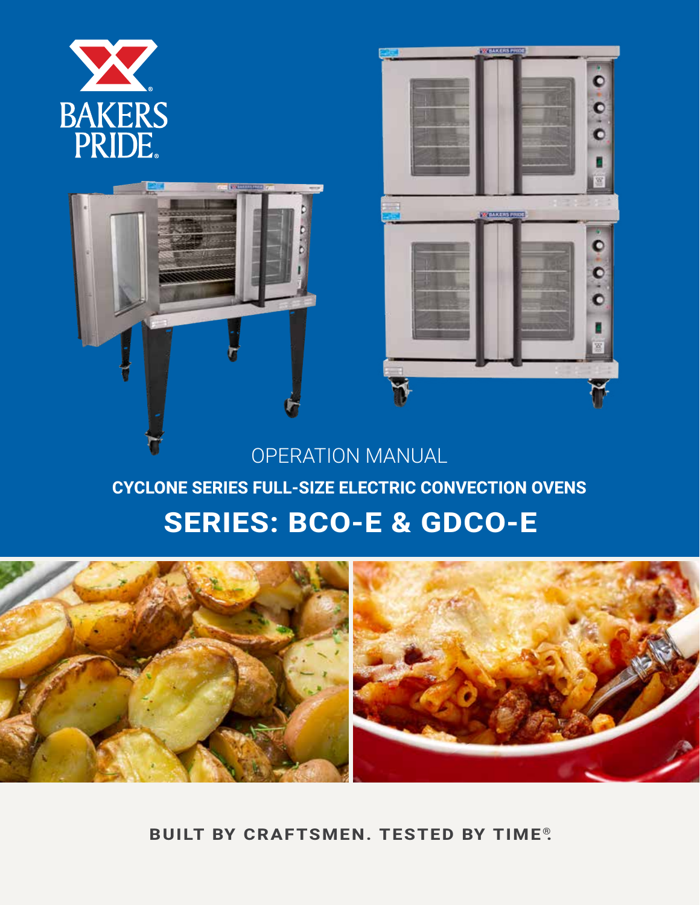BAKERS PRIDE®

OPERATION MANUAL

## CYCLONE SERIES FULL-SIZE ELECTRIC CONVECTION OVENS

# SERIES: BCO-E & GDCO-E

**BUILT BY CRAFTSMEN. TESTED BY TIME®.**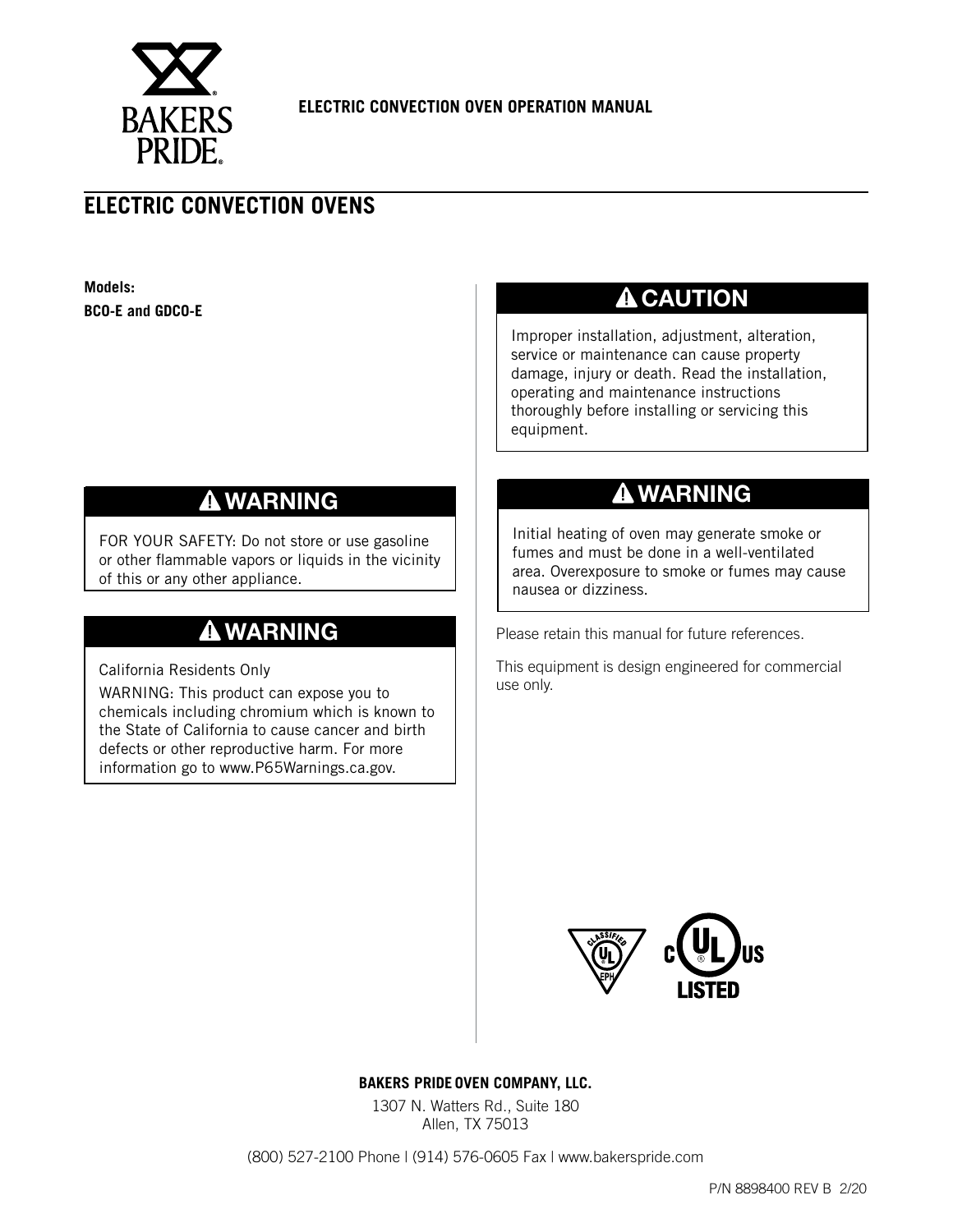**ELECTRIC CONVECTION OVEN OPERATION MANUAL**

# ELECTRIC CONVECTION OVENS

**Models:**
**BCO-E and GDCO-E**

## ⚠ WARNING

FOR YOUR SAFETY: Do not store or use gasoline or other flammable vapors or liquids in the vicinity of this or any other appliance.

## ⚠ WARNING

California Residents Only

WARNING: This product can expose you to chemicals including chromium which is known to the State of California to cause cancer and birth defects or other reproductive harm. For more information go to www.P65Warnings.ca.gov.

## ⚠ CAUTION

Improper installation, adjustment, alteration, service or maintenance can cause property damage, injury or death. Read the installation, operating and maintenance instructions thoroughly before installing or servicing this equipment.

## ⚠ WARNING

Initial heating of oven may generate smoke or fumes and must be done in a well-ventilated area. Overexposure to smoke or fumes may cause nausea or dizziness.

Please retain this manual for future references.

This equipment is design engineered for commercial use only.

**BAKERS PRIDE OVEN COMPANY, LLC.**

1307 N. Watters Rd., Suite 180
Allen, TX 75013

(800) 527-2100 Phone | (914) 576-0605 Fax | www.bakerspride.com

P/N 8898400 REV B 2/20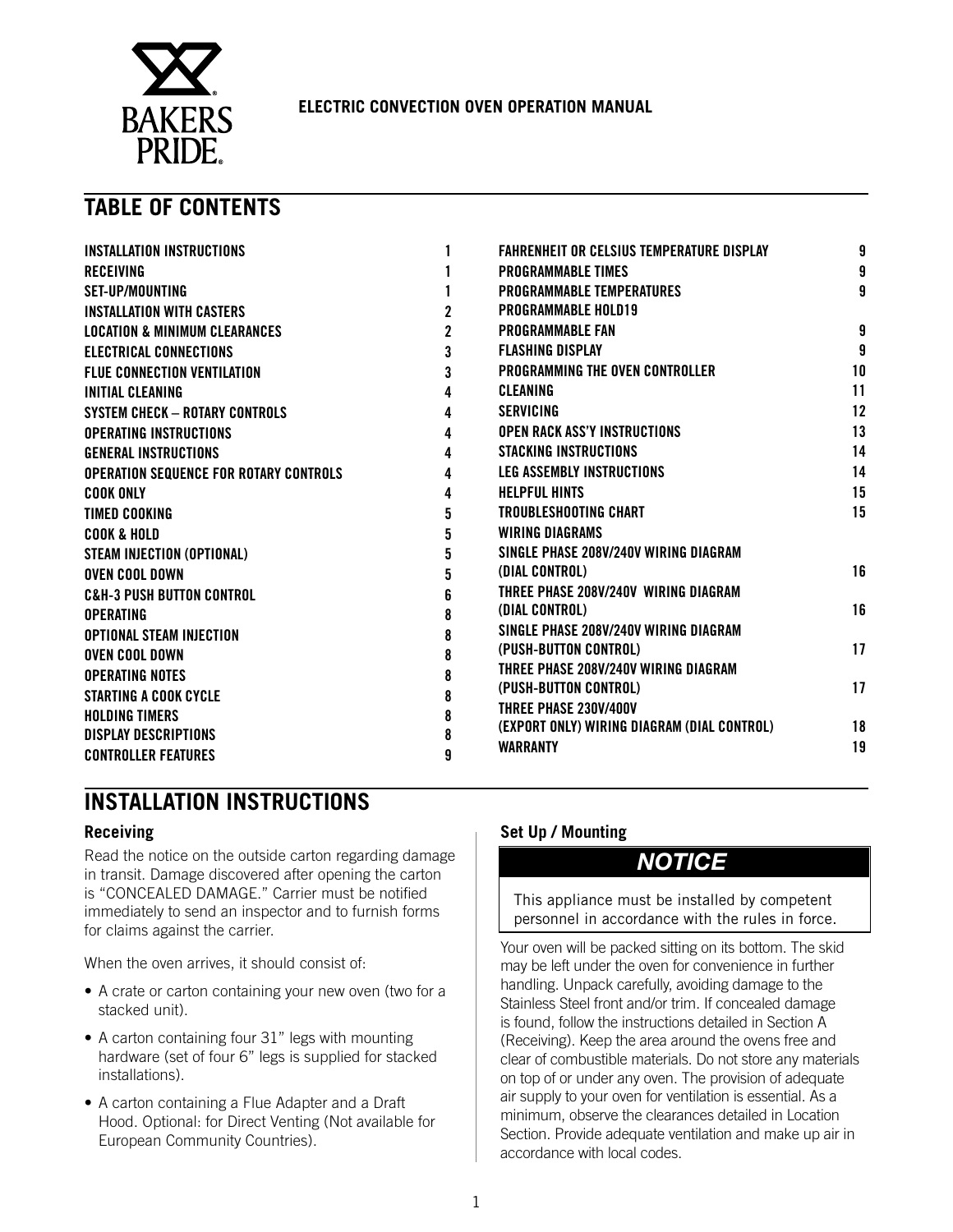ELECTRIC CONVECTION OVEN OPERATION MANUAL

## TABLE OF CONTENTS

| | |
|---|---|
| INSTALLATION INSTRUCTIONS | 1 |
| RECEIVING | 1 |
| SET-UP/MOUNTING | 1 |
| INSTALLATION WITH CASTERS | 2 |
| LOCATION & MINIMUM CLEARANCES | 2 |
| ELECTRICAL CONNECTIONS | 3 |
| FLUE CONNECTION VENTILATION | 3 |
| INITIAL CLEANING | 4 |
| SYSTEM CHECK – ROTARY CONTROLS | 4 |
| OPERATING INSTRUCTIONS | 4 |
| GENERAL INSTRUCTIONS | 4 |
| OPERATION SEQUENCE FOR ROTARY CONTROLS | 4 |
| COOK ONLY | 4 |
| TIMED COOKING | 5 |
| COOK & HOLD | 5 |
| STEAM INJECTION (OPTIONAL) | 5 |
| OVEN COOL DOWN | 5 |
| C&H-3 PUSH BUTTON CONTROL | 6 |
| OPERATING | 8 |
| OPTIONAL STEAM INJECTION | 8 |
| OVEN COOL DOWN | 8 |
| OPERATING NOTES | 8 |
| STARTING A COOK CYCLE | 8 |
| HOLDING TIMERS | 8 |
| DISPLAY DESCRIPTIONS | 8 |
| CONTROLLER FEATURES | 9 |
| FAHRENHEIT OR CELSIUS TEMPERATURE DISPLAY | 9 |
| PROGRAMMABLE TIMES | 9 |
| PROGRAMMABLE TEMPERATURES | 9 |
| PROGRAMMABLE HOLD19 | |
| PROGRAMMABLE FAN | 9 |
| FLASHING DISPLAY | 9 |
| PROGRAMMING THE OVEN CONTROLLER | 10 |
| CLEANING | 11 |
| SERVICING | 12 |
| OPEN RACK ASS'Y INSTRUCTIONS | 13 |
| STACKING INSTRUCTIONS | 14 |
| LEG ASSEMBLY INSTRUCTIONS | 14 |
| HELPFUL HINTS | 15 |
| TROUBLESHOOTING CHART | 15 |
| WIRING DIAGRAMS | |
| SINGLE PHASE 208V/240V WIRING DIAGRAM (DIAL CONTROL) | 16 |
| THREE PHASE 208V/240V WIRING DIAGRAM (DIAL CONTROL) | 16 |
| SINGLE PHASE 208V/240V WIRING DIAGRAM (PUSH-BUTTON CONTROL) | 17 |
| THREE PHASE 208V/240V WIRING DIAGRAM (PUSH-BUTTON CONTROL) | 17 |
| THREE PHASE 230V/400V (EXPORT ONLY) WIRING DIAGRAM (DIAL CONTROL) | 18 |
| WARRANTY | 19 |

## INSTALLATION INSTRUCTIONS

### Receiving

Read the notice on the outside carton regarding damage in transit. Damage discovered after opening the carton is "CONCEALED DAMAGE." Carrier must be notified immediately to send an inspector and to furnish forms for claims against the carrier.

When the oven arrives, it should consist of:

- A crate or carton containing your new oven (two for a stacked unit).
- A carton containing four 31" legs with mounting hardware (set of four 6" legs is supplied for stacked installations).
- A carton containing a Flue Adapter and a Draft Hood. Optional: for Direct Venting (Not available for European Community Countries).

### Set Up / Mounting

**NOTICE**

This appliance must be installed by competent personnel in accordance with the rules in force.

Your oven will be packed sitting on its bottom. The skid may be left under the oven for convenience in further handling. Unpack carefully, avoiding damage to the Stainless Steel front and/or trim. If concealed damage is found, follow the instructions detailed in Section A (Receiving). Keep the area around the ovens free and clear of combustible materials. Do not store any materials on top of or under any oven. The provision of adequate air supply to your oven for ventilation is essential. As a minimum, observe the clearances detailed in Location Section. Provide adequate ventilation and make up air in accordance with local codes.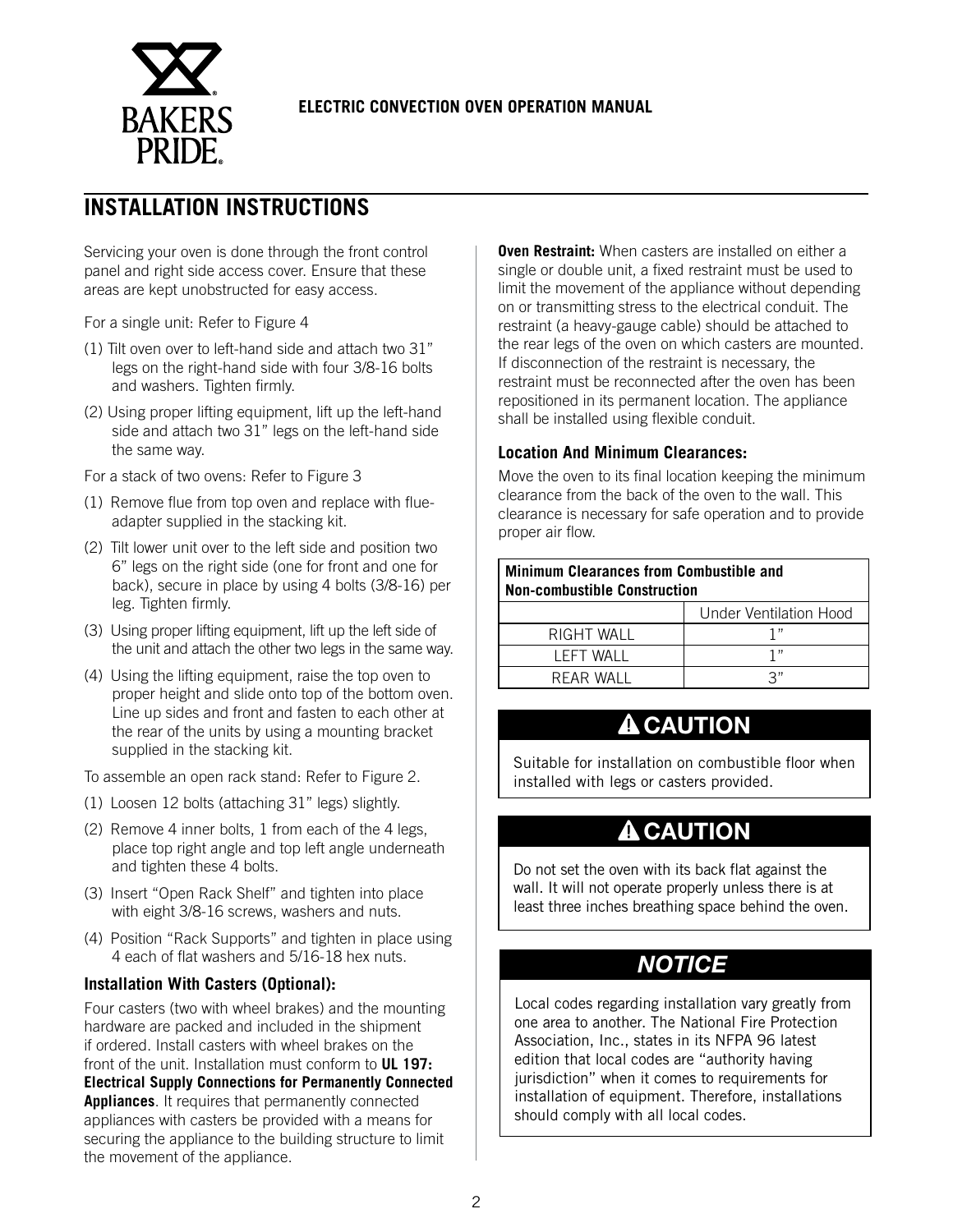**ELECTRIC CONVECTION OVEN OPERATION MANUAL**

## INSTALLATION INSTRUCTIONS

Servicing your oven is done through the front control panel and right side access cover. Ensure that these areas are kept unobstructed for easy access.

For a single unit: Refer to Figure 4

(1) Tilt oven over to left-hand side and attach two 31" legs on the right-hand side with four 3/8-16 bolts and washers. Tighten firmly.

(2) Using proper lifting equipment, lift up the left-hand side and attach two 31" legs on the left-hand side the same way.

For a stack of two ovens: Refer to Figure 3

(1) Remove flue from top oven and replace with flue-adapter supplied in the stacking kit.

(2) Tilt lower unit over to the left side and position two 6" legs on the right side (one for front and one for back), secure in place by using 4 bolts (3/8-16) per leg. Tighten firmly.

(3) Using proper lifting equipment, lift up the left side of the unit and attach the other two legs in the same way.

(4) Using the lifting equipment, raise the top oven to proper height and slide onto top of the bottom oven. Line up sides and front and fasten to each other at the rear of the units by using a mounting bracket supplied in the stacking kit.

To assemble an open rack stand: Refer to Figure 2.

(1) Loosen 12 bolts (attaching 31" legs) slightly.

(2) Remove 4 inner bolts, 1 from each of the 4 legs, place top right angle and top left angle underneath and tighten these 4 bolts.

(3) Insert "Open Rack Shelf" and tighten into place with eight 3/8-16 screws, washers and nuts.

(4) Position "Rack Supports" and tighten in place using 4 each of flat washers and 5/16-18 hex nuts.

### Installation With Casters (Optional):

Four casters (two with wheel brakes) and the mounting hardware are packed and included in the shipment if ordered. Install casters with wheel brakes on the front of the unit. Installation must conform to **UL 197: Electrical Supply Connections for Permanently Connected Appliances**. It requires that permanently connected appliances with casters be provided with a means for securing the appliance to the building structure to limit the movement of the appliance.

**Oven Restraint:** When casters are installed on either a single or double unit, a fixed restraint must be used to limit the movement of the appliance without depending on or transmitting stress to the electrical conduit. The restraint (a heavy-gauge cable) should be attached to the rear legs of the oven on which casters are mounted. If disconnection of the restraint is necessary, the restraint must be reconnected after the oven has been repositioned in its permanent location. The appliance shall be installed using flexible conduit.

### Location And Minimum Clearances:

Move the oven to its final location keeping the minimum clearance from the back of the oven to the wall. This clearance is necessary for safe operation and to provide proper air flow.

| Minimum Clearances from Combustible and Non-combustible Construction | |
|---|---|
| | Under Ventilation Hood |
| RIGHT WALL | 1" |
| LEFT WALL | 1" |
| REAR WALL | 3" |

**⚠ CAUTION**

Suitable for installation on combustible floor when installed with legs or casters provided.

**⚠ CAUTION**

Do not set the oven with its back flat against the wall. It will not operate properly unless there is at least three inches breathing space behind the oven.

***NOTICE***

Local codes regarding installation vary greatly from one area to another. The National Fire Protection Association, Inc., states in its NFPA 96 latest edition that local codes are "authority having jurisdiction" when it comes to requirements for installation of equipment. Therefore, installations should comply with all local codes.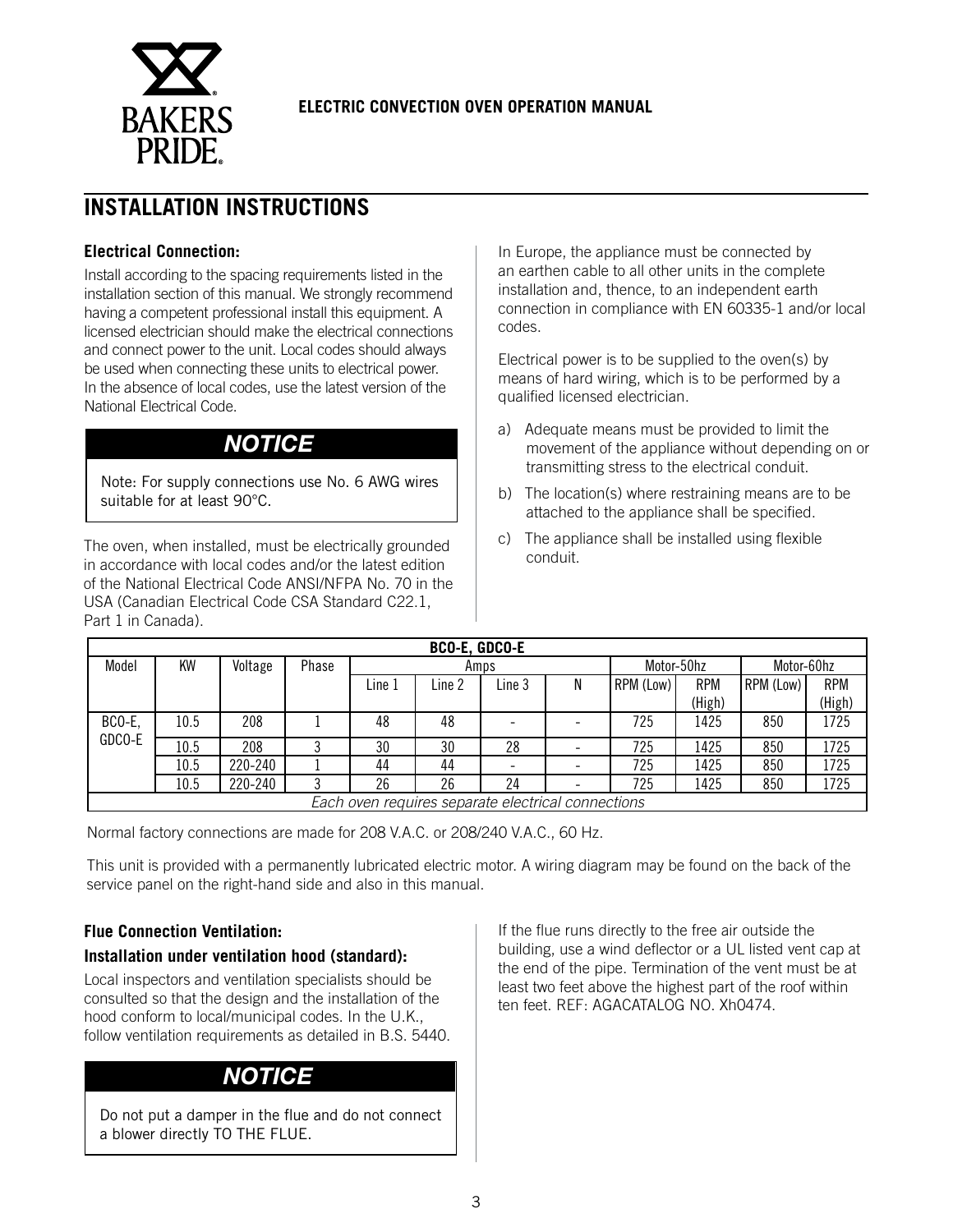## INSTALLATION INSTRUCTIONS

### Electrical Connection:

Install according to the spacing requirements listed in the installation section of this manual. We strongly recommend having a competent professional install this equipment. A licensed electrician should make the electrical connections and connect power to the unit. Local codes should always be used when connecting these units to electrical power. In the absence of local codes, use the latest version of the National Electrical Code.

> ***NOTICE***
>
> Note: For supply connections use No. 6 AWG wires suitable for at least 90°C.

The oven, when installed, must be electrically grounded in accordance with local codes and/or the latest edition of the National Electrical Code ANSI/NFPA No. 70 in the USA (Canadian Electrical Code CSA Standard C22.1, Part 1 in Canada).

In Europe, the appliance must be connected by an earthen cable to all other units in the complete installation and, thence, to an independent earth connection in compliance with EN 60335-1 and/or local codes.

Electrical power is to be supplied to the oven(s) by means of hard wiring, which is to be performed by a qualified licensed electrician.

a) Adequate means must be provided to limit the movement of the appliance without depending on or transmitting stress to the electrical conduit.

b) The location(s) where restraining means are to be attached to the appliance shall be specified.

c) The appliance shall be installed using flexible conduit.

| BCO-E, GDCO-E | | | | | | | | | | | |
|---|---|---|---|---|---|---|---|---|---|---|---|
| Model | KW | Voltage | Phase | Amps | | | | Motor-50hz | | Motor-60hz | |
| | | | | Line 1 | Line 2 | Line 3 | N | RPM (Low) | RPM (High) | RPM (Low) | RPM (High) |
| BCO-E, GDCO-E | 10.5 | 208 | 1 | 48 | 48 | - | - | 725 | 1425 | 850 | 1725 |
| | 10.5 | 208 | 3 | 30 | 30 | 28 | - | 725 | 1425 | 850 | 1725 |
| | 10.5 | 220-240 | 1 | 44 | 44 | - | - | 725 | 1425 | 850 | 1725 |
| | 10.5 | 220-240 | 3 | 26 | 26 | 24 | - | 725 | 1425 | 850 | 1725 |
| *Each oven requires separate electrical connections* | | | | | | | | | | | |

Normal factory connections are made for 208 V.A.C. or 208/240 V.A.C., 60 Hz.

This unit is provided with a permanently lubricated electric motor. A wiring diagram may be found on the back of the service panel on the right-hand side and also in this manual.

### Flue Connection Ventilation:

#### Installation under ventilation hood (standard):

Local inspectors and ventilation specialists should be consulted so that the design and the installation of the hood conform to local/municipal codes. In the U.K., follow ventilation requirements as detailed in B.S. 5440.

> ***NOTICE***
>
> Do not put a damper in the flue and do not connect a blower directly TO THE FLUE.

If the flue runs directly to the free air outside the building, use a wind deflector or a UL listed vent cap at the end of the pipe. Termination of the vent must be at least two feet above the highest part of the roof within ten feet. REF: AGACATALOG NO. Xh0474.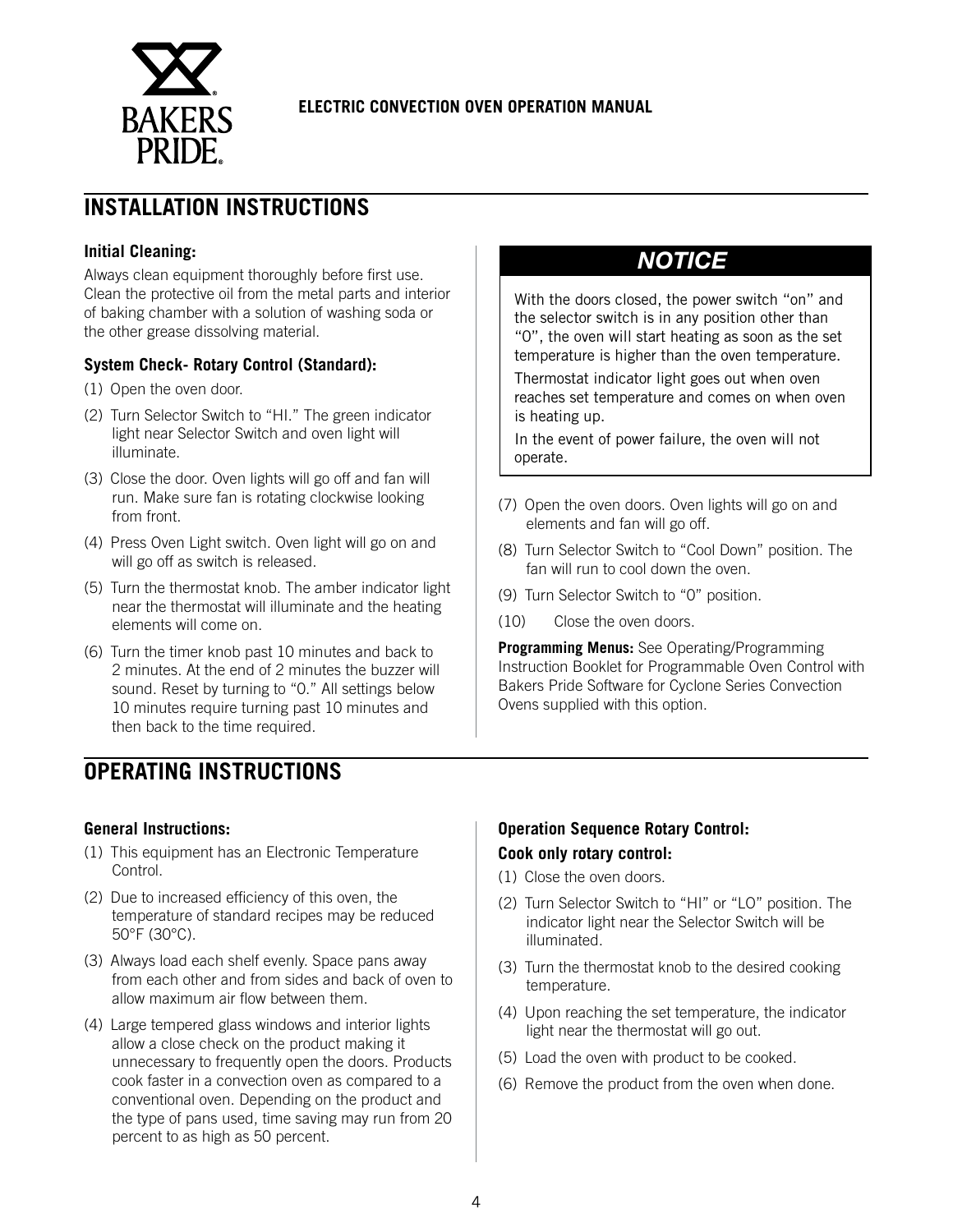**ELECTRIC CONVECTION OVEN OPERATION MANUAL**

## INSTALLATION INSTRUCTIONS

### Initial Cleaning:

Always clean equipment thoroughly before first use. Clean the protective oil from the metal parts and interior of baking chamber with a solution of washing soda or the other grease dissolving material.

### System Check- Rotary Control (Standard):

(1) Open the oven door.

(2) Turn Selector Switch to "HI." The green indicator light near Selector Switch and oven light will illuminate.

(3) Close the door. Oven lights will go off and fan will run. Make sure fan is rotating clockwise looking from front.

(4) Press Oven Light switch. Oven light will go on and will go off as switch is released.

(5) Turn the thermostat knob. The amber indicator light near the thermostat will illuminate and the heating elements will come on.

(6) Turn the timer knob past 10 minutes and back to 2 minutes. At the end of 2 minutes the buzzer will sound. Reset by turning to "0." All settings below 10 minutes require turning past 10 minutes and then back to the time required.

> **NOTICE**
>
> With the doors closed, the power switch "on" and the selector switch is in any position other than "0", the oven will start heating as soon as the set temperature is higher than the oven temperature.
>
> Thermostat indicator light goes out when oven reaches set temperature and comes on when oven is heating up.
>
> In the event of power failure, the oven will not operate.

(7) Open the oven doors. Oven lights will go on and elements and fan will go off.

(8) Turn Selector Switch to "Cool Down" position. The fan will run to cool down the oven.

(9) Turn Selector Switch to "0" position.

(10) Close the oven doors.

**Programming Menus:** See Operating/Programming Instruction Booklet for Programmable Oven Control with Bakers Pride Software for Cyclone Series Convection Ovens supplied with this option.

## OPERATING INSTRUCTIONS

### General Instructions:

(1) This equipment has an Electronic Temperature Control.

(2) Due to increased efficiency of this oven, the temperature of standard recipes may be reduced 50°F (30°C).

(3) Always load each shelf evenly. Space pans away from each other and from sides and back of oven to allow maximum air flow between them.

(4) Large tempered glass windows and interior lights allow a close check on the product making it unnecessary to frequently open the doors. Products cook faster in a convection oven as compared to a conventional oven. Depending on the product and the type of pans used, time saving may run from 20 percent to as high as 50 percent.

### Operation Sequence Rotary Control:

### Cook only rotary control:

(1) Close the oven doors.

(2) Turn Selector Switch to "HI" or "LO" position. The indicator light near the Selector Switch will be illuminated.

(3) Turn the thermostat knob to the desired cooking temperature.

(4) Upon reaching the set temperature, the indicator light near the thermostat will go out.

(5) Load the oven with product to be cooked.

(6) Remove the product from the oven when done.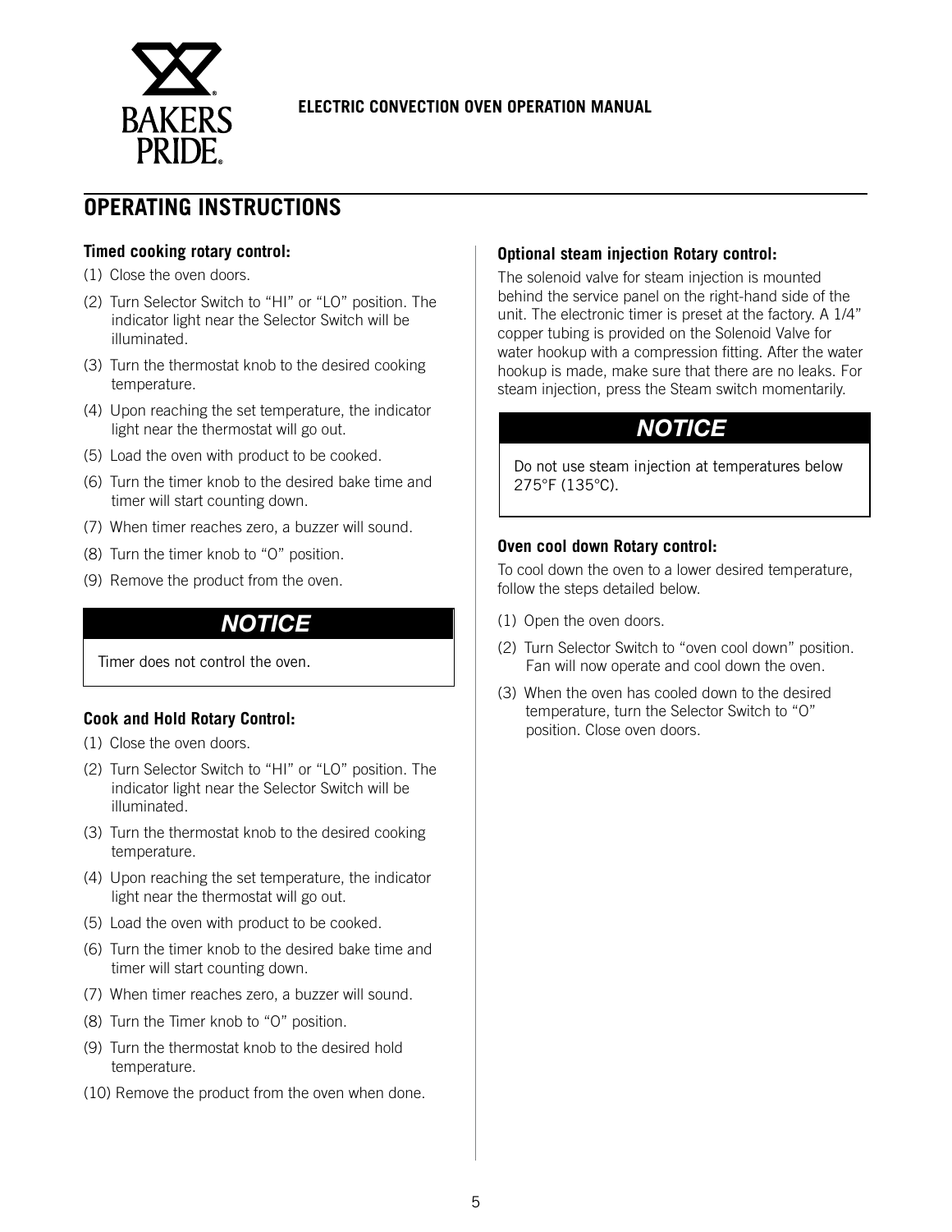## OPERATING INSTRUCTIONS

### Timed cooking rotary control:

(1) Close the oven doors.

(2) Turn Selector Switch to "HI" or "LO" position. The indicator light near the Selector Switch will be illuminated.

(3) Turn the thermostat knob to the desired cooking temperature.

(4) Upon reaching the set temperature, the indicator light near the thermostat will go out.

(5) Load the oven with product to be cooked.

(6) Turn the timer knob to the desired bake time and timer will start counting down.

(7) When timer reaches zero, a buzzer will sound.

(8) Turn the timer knob to "O" position.

(9) Remove the product from the oven.

> ***NOTICE***
>
> Timer does not control the oven.

### Cook and Hold Rotary Control:

(1) Close the oven doors.

(2) Turn Selector Switch to "HI" or "LO" position. The indicator light near the Selector Switch will be illuminated.

(3) Turn the thermostat knob to the desired cooking temperature.

(4) Upon reaching the set temperature, the indicator light near the thermostat will go out.

(5) Load the oven with product to be cooked.

(6) Turn the timer knob to the desired bake time and timer will start counting down.

(7) When timer reaches zero, a buzzer will sound.

(8) Turn the Timer knob to "O" position.

(9) Turn the thermostat knob to the desired hold temperature.

(10) Remove the product from the oven when done.

### Optional steam injection Rotary control:

The solenoid valve for steam injection is mounted behind the service panel on the right-hand side of the unit. The electronic timer is preset at the factory. A 1/4" copper tubing is provided on the Solenoid Valve for water hookup with a compression fitting. After the water hookup is made, make sure that there are no leaks. For steam injection, press the Steam switch momentarily.

> ***NOTICE***
>
> Do not use steam injection at temperatures below 275°F (135°C).

### Oven cool down Rotary control:

To cool down the oven to a lower desired temperature, follow the steps detailed below.

(1) Open the oven doors.

(2) Turn Selector Switch to "oven cool down" position. Fan will now operate and cool down the oven.

(3) When the oven has cooled down to the desired temperature, turn the Selector Switch to "O" position. Close oven doors.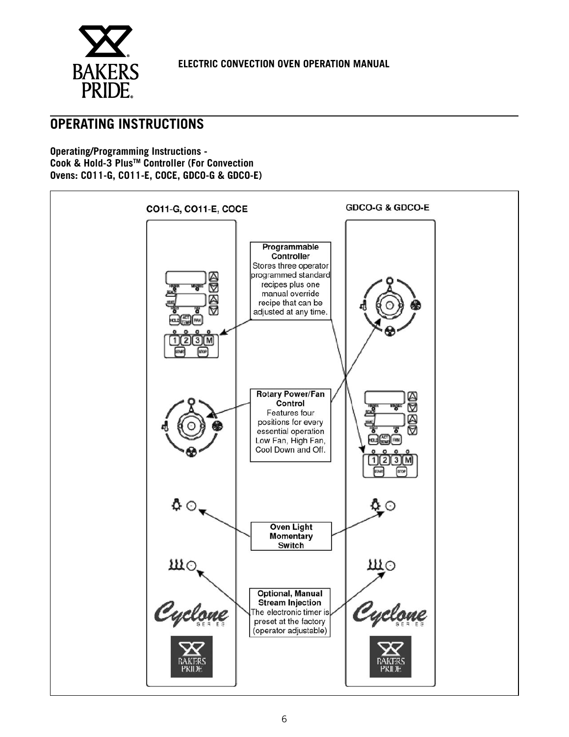## OPERATING INSTRUCTIONS

**Operating/Programming Instructions -**
**Cook & Hold-3 Plus™ Controller (For Convection Ovens: CO11-G, CO11-E, COCE, GDCO-G & GDCO-E)**

CO11-G, CO11-E, COCE

GDCO-G & GDCO-E

**Programmable Controller**
Stores three operator programmed standard recipes plus one manual override recipe that can be adjusted at any time.

**Rotary Power/Fan Control**
Features four positions for every essential operation Low Fan, High Fan, Cool Down and Off.

**Oven Light Momentary Switch**

**Optional, Manual Stream Injection**
The electronic timer is preset at the factory (operator adjustable)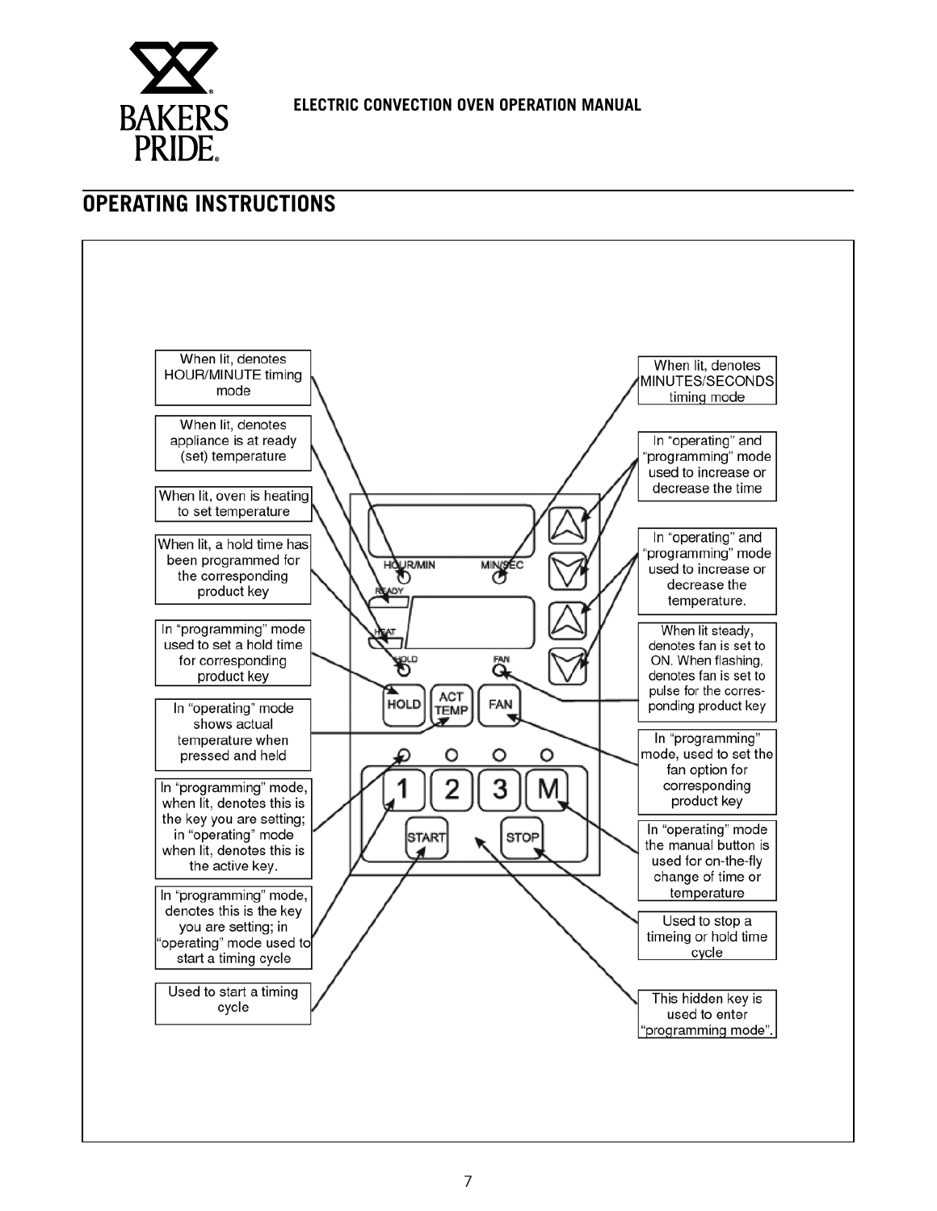## OPERATING INSTRUCTIONS

When lit, denotes HOUR/MINUTE timing mode

When lit, denotes appliance is at ready (set) temperature

When lit, oven is heating to set temperature

When lit, a hold time has been programmed for the corresponding product key

In "programming" mode used to set a hold time for corresponding product key

In "operating" mode shows actual temperature when pressed and held

In "programming" mode, when lit, denotes this is the key you are setting; in "operating" mode when lit, denotes this is the active key.

In "programming" mode, denotes this is the key you are setting; in "operating" mode used to start a timing cycle

Used to start a timing cycle

When lit, denotes MINUTES/SECONDS timing mode

In "operating" and "programming" mode used to increase or decrease the time

In "operating" and "programming" mode used to increase or decrease the temperature.

When lit steady, denotes fan is set to ON. When flashing, denotes fan is set to pulse for the corresponding product key

In "programming" mode, used to set the fan option for corresponding product key

In "operating" mode the manual button is used for on-the-fly change of time or temperature

Used to stop a timeing or hold time cycle

This hidden key is used to enter "programming mode".

HOUR/MIN MIN/SEC READY HEAT HOLD FAN

HOLD ACT TEMP FAN

1 2 3 M

START STOP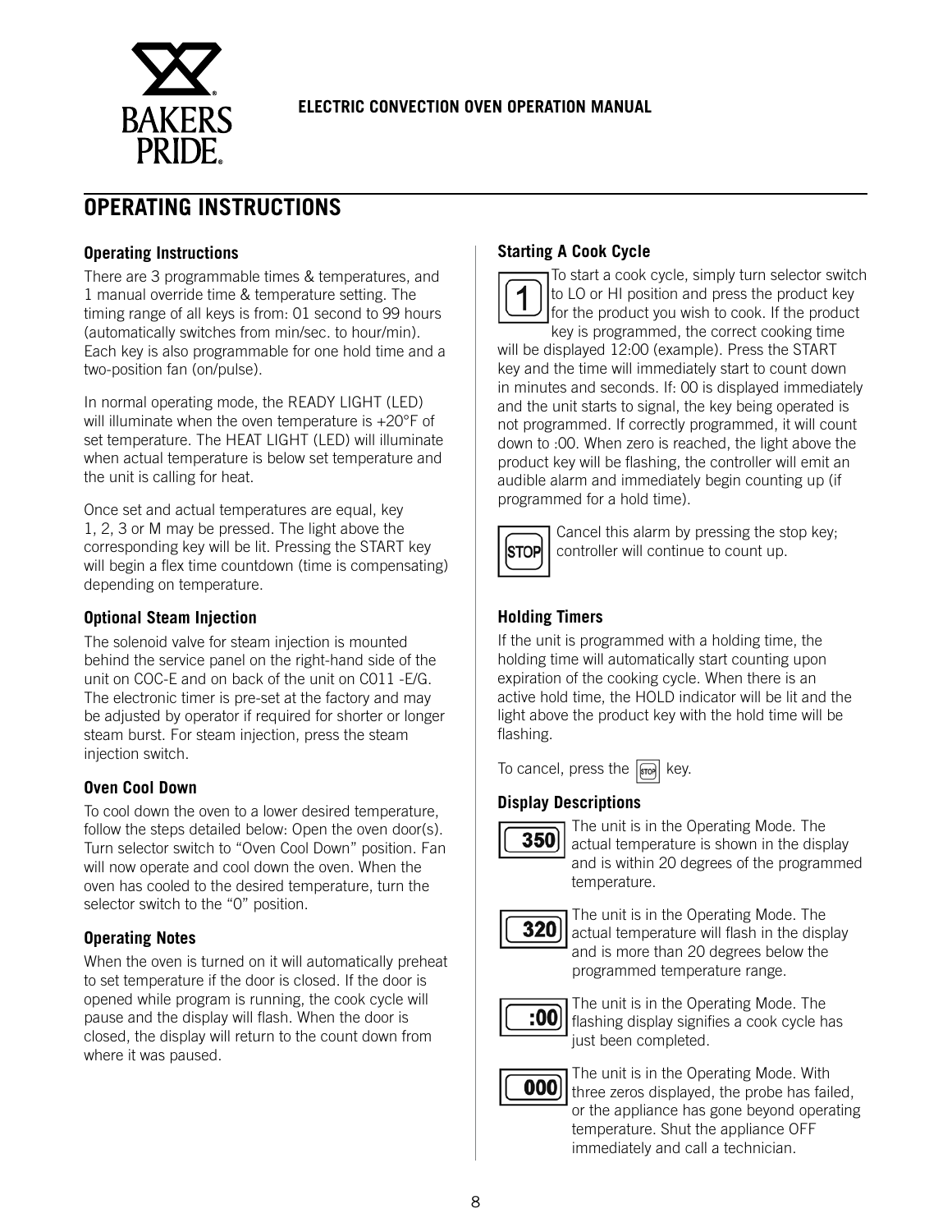# OPERATING INSTRUCTIONS

### Operating Instructions

There are 3 programmable times & temperatures, and 1 manual override time & temperature setting. The timing range of all keys is from: 01 second to 99 hours (automatically switches from min/sec. to hour/min). Each key is also programmable for one hold time and a two-position fan (on/pulse).

In normal operating mode, the READY LIGHT (LED) will illuminate when the oven temperature is +20°F of set temperature. The HEAT LIGHT (LED) will illuminate when actual temperature is below set temperature and the unit is calling for heat.

Once set and actual temperatures are equal, key 1, 2, 3 or M may be pressed. The light above the corresponding key will be lit. Pressing the START key will begin a flex time countdown (time is compensating) depending on temperature.

### Optional Steam Injection

The solenoid valve for steam injection is mounted behind the service panel on the right-hand side of the unit on COC-E and on back of the unit on CO11 -E/G. The electronic timer is pre-set at the factory and may be adjusted by operator if required for shorter or longer steam burst. For steam injection, press the steam injection switch.

### Oven Cool Down

To cool down the oven to a lower desired temperature, follow the steps detailed below: Open the oven door(s). Turn selector switch to "Oven Cool Down" position. Fan will now operate and cool down the oven. When the oven has cooled to the desired temperature, turn the selector switch to the "0" position.

### Operating Notes

When the oven is turned on it will automatically preheat to set temperature if the door is closed. If the door is opened while program is running, the cook cycle will pause and the display will flash. When the door is closed, the display will return to the count down from where it was paused.

### Starting A Cook Cycle

[1] To start a cook cycle, simply turn selector switch to LO or HI position and press the product key for the product you wish to cook. If the product key is programmed, the correct cooking time will be displayed 12:00 (example). Press the START key and the time will immediately start to count down in minutes and seconds. If: 00 is displayed immediately and the unit starts to signal, the key being operated is not programmed. If correctly programmed, it will count down to :00. When zero is reached, the light above the product key will be flashing, the controller will emit an audible alarm and immediately begin counting up (if programmed for a hold time).

[STOP] Cancel this alarm by pressing the stop key; controller will continue to count up.

### Holding Timers

If the unit is programmed with a holding time, the holding time will automatically start counting upon expiration of the cooking cycle. When there is an active hold time, the HOLD indicator will be lit and the light above the product key with the hold time will be flashing.

To cancel, press the [STOP] key.

### Display Descriptions

[350] The unit is in the Operating Mode. The actual temperature is shown in the display and is within 20 degrees of the programmed temperature.

[320] The unit is in the Operating Mode. The actual temperature will flash in the display and is more than 20 degrees below the programmed temperature range.

[:00] The unit is in the Operating Mode. The flashing display signifies a cook cycle has just been completed.

[000] The unit is in the Operating Mode. With three zeros displayed, the probe has failed, or the appliance has gone beyond operating temperature. Shut the appliance OFF immediately and call a technician.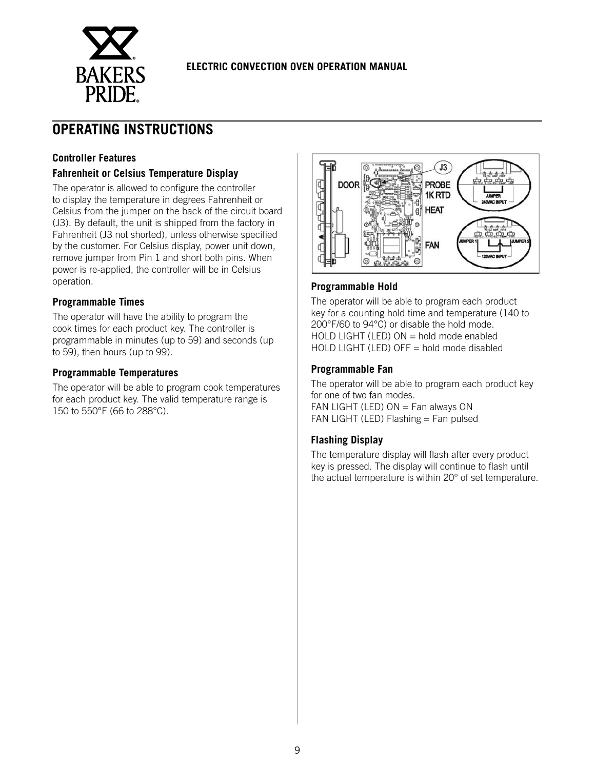## OPERATING INSTRUCTIONS

### Controller Features

#### Fahrenheit or Celsius Temperature Display

The operator is allowed to configure the controller to display the temperature in degrees Fahrenheit or Celsius from the jumper on the back of the circuit board (J3). By default, the unit is shipped from the factory in Fahrenheit (J3 not shorted), unless otherwise specified by the customer. For Celsius display, power unit down, remove jumper from Pin 1 and short both pins. When power is re-applied, the controller will be in Celsius operation.

#### Programmable Times

The operator will have the ability to program the cook times for each product key. The controller is programmable in minutes (up to 59) and seconds (up to 59), then hours (up to 99).

#### Programmable Temperatures

The operator will be able to program cook temperatures for each product key. The valid temperature range is 150 to 550°F (66 to 288°C).

#### Programmable Hold

The operator will be able to program each product key for a counting hold time and temperature (140 to 200°F/60 to 94°C) or disable the hold mode.
HOLD LIGHT (LED) ON = hold mode enabled
HOLD LIGHT (LED) OFF = hold mode disabled

#### Programmable Fan

The operator will be able to program each product key for one of two fan modes.
FAN LIGHT (LED) ON = Fan always ON
FAN LIGHT (LED) Flashing = Fan pulsed

#### Flashing Display

The temperature display will flash after every product key is pressed. The display will continue to flash until the actual temperature is within 20° of set temperature.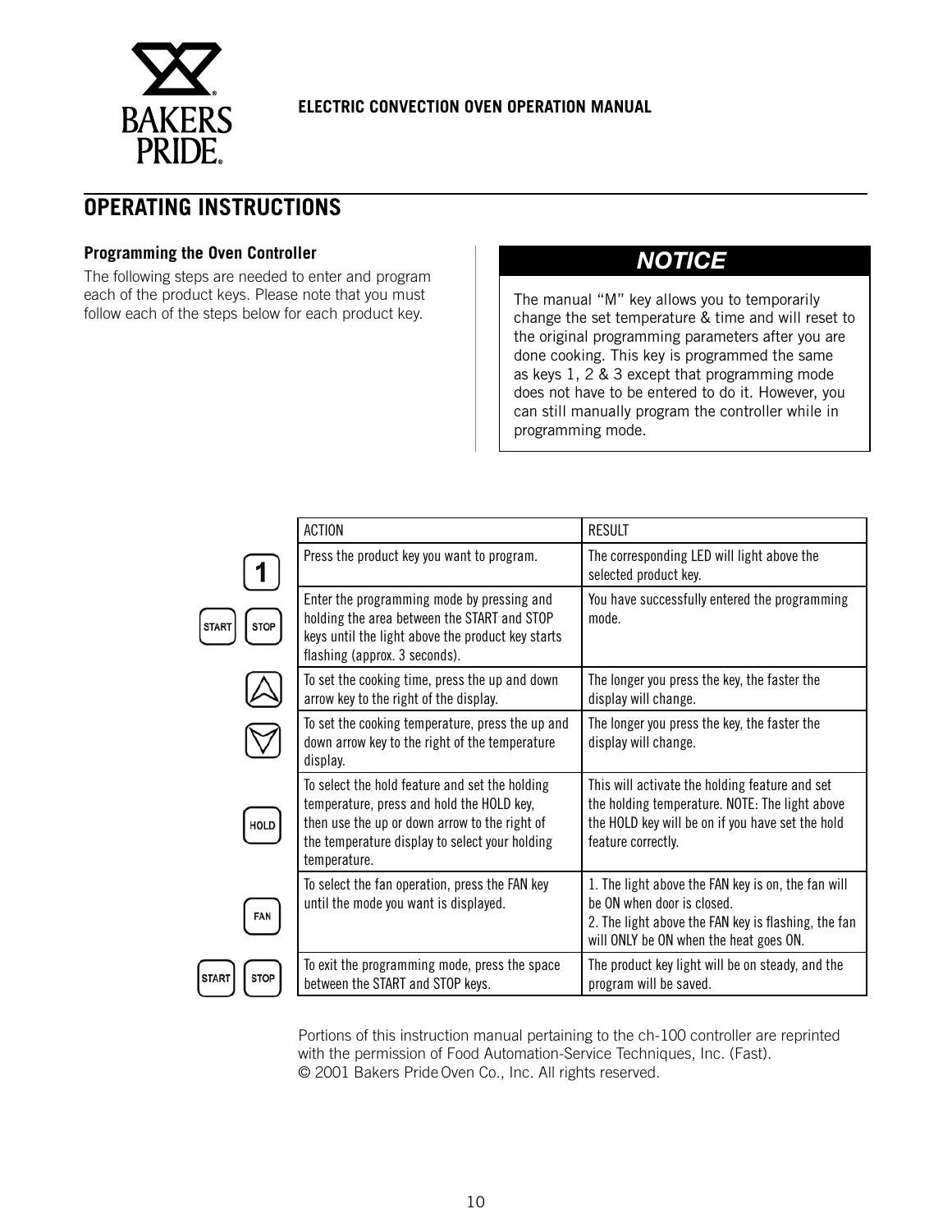ELECTRIC CONVECTION OVEN OPERATION MANUAL

## OPERATING INSTRUCTIONS

### Programming the Oven Controller

The following steps are needed to enter and program each of the product keys. Please note that you must follow each of the steps below for each product key.

**NOTICE**

The manual "M" key allows you to temporarily change the set temperature & time and will reset to the original programming parameters after you are done cooking. This key is programmed the same as keys 1, 2 & 3 except that programming mode does not have to be entered to do it. However, you can still manually program the controller while in programming mode.

| KEY | ACTION | RESULT |
|---|---|---|
| 1 | Press the product key you want to program. | The corresponding LED will light above the selected product key. |
| START / STOP | Enter the programming mode by pressing and holding the area between the START and STOP keys until the light above the product key starts flashing (approx. 3 seconds). | You have successfully entered the programming mode. |
| UP ARROW | To set the cooking time, press the up and down arrow key to the right of the display. | The longer you press the key, the faster the display will change. |
| DOWN ARROW | To set the cooking temperature, press the up and down arrow key to the right of the temperature display. | The longer you press the key, the faster the display will change. |
| HOLD | To select the hold feature and set the holding temperature, press and hold the HOLD key, then use the up or down arrow to the right of the temperature display to select your holding temperature. | This will activate the holding feature and set the holding temperature. NOTE: The light above the HOLD key will be on if you have set the hold feature correctly. |
| FAN | To select the fan operation, press the FAN key until the mode you want is displayed. | 1. The light above the FAN key is on, the fan will be ON when door is closed.<br>2. The light above the FAN key is flashing, the fan will ONLY be ON when the heat goes ON. |
| START / STOP | To exit the programming mode, press the space between the START and STOP keys. | The product key light will be on steady, and the program will be saved. |

Portions of this instruction manual pertaining to the ch-100 controller are reprinted with the permission of Food Automation-Service Techniques, Inc. (Fast).
© 2001 Bakers Pride Oven Co., Inc. All rights reserved.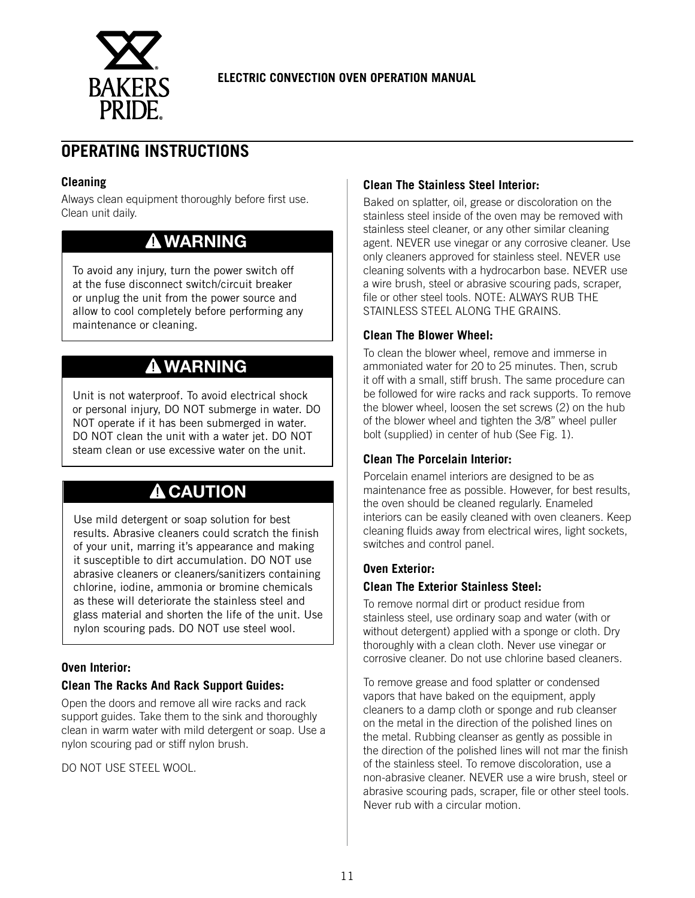## OPERATING INSTRUCTIONS

### Cleaning

Always clean equipment thoroughly before first use. Clean unit daily.

**⚠ WARNING**

To avoid any injury, turn the power switch off at the fuse disconnect switch/circuit breaker or unplug the unit from the power source and allow to cool completely before performing any maintenance or cleaning.

**⚠ WARNING**

Unit is not waterproof. To avoid electrical shock or personal injury, DO NOT submerge in water. DO NOT operate if it has been submerged in water. DO NOT clean the unit with a water jet. DO NOT steam clean or use excessive water on the unit.

**⚠ CAUTION**

Use mild detergent or soap solution for best results. Abrasive cleaners could scratch the finish of your unit, marring it's appearance and making it susceptible to dirt accumulation. DO NOT use abrasive cleaners or cleaners/sanitizers containing chlorine, iodine, ammonia or bromine chemicals as these will deteriorate the stainless steel and glass material and shorten the life of the unit. Use nylon scouring pads. DO NOT use steel wool.

### Oven Interior:

### Clean The Racks And Rack Support Guides:

Open the doors and remove all wire racks and rack support guides. Take them to the sink and thoroughly clean in warm water with mild detergent or soap. Use a nylon scouring pad or stiff nylon brush.

DO NOT USE STEEL WOOL.

### Clean The Stainless Steel Interior:

Baked on splatter, oil, grease or discoloration on the stainless steel inside of the oven may be removed with stainless steel cleaner, or any other similar cleaning agent. NEVER use vinegar or any corrosive cleaner. Use only cleaners approved for stainless steel. NEVER use cleaning solvents with a hydrocarbon base. NEVER use a wire brush, steel or abrasive scouring pads, scraper, file or other steel tools. NOTE: ALWAYS RUB THE STAINLESS STEEL ALONG THE GRAINS.

### Clean The Blower Wheel:

To clean the blower wheel, remove and immerse in ammoniated water for 20 to 25 minutes. Then, scrub it off with a small, stiff brush. The same procedure can be followed for wire racks and rack supports. To remove the blower wheel, loosen the set screws (2) on the hub of the blower wheel and tighten the 3/8" wheel puller bolt (supplied) in center of hub (See Fig. 1).

### Clean The Porcelain Interior:

Porcelain enamel interiors are designed to be as maintenance free as possible. However, for best results, the oven should be cleaned regularly. Enameled interiors can be easily cleaned with oven cleaners. Keep cleaning fluids away from electrical wires, light sockets, switches and control panel.

### Oven Exterior:

### Clean The Exterior Stainless Steel:

To remove normal dirt or product residue from stainless steel, use ordinary soap and water (with or without detergent) applied with a sponge or cloth. Dry thoroughly with a clean cloth. Never use vinegar or corrosive cleaner. Do not use chlorine based cleaners.

To remove grease and food splatter or condensed vapors that have baked on the equipment, apply cleaners to a damp cloth or sponge and rub cleanser on the metal in the direction of the polished lines on the metal. Rubbing cleanser as gently as possible in the direction of the polished lines will not mar the finish of the stainless steel. To remove discoloration, use a non-abrasive cleaner. NEVER use a wire brush, steel or abrasive scouring pads, scraper, file or other steel tools. Never rub with a circular motion.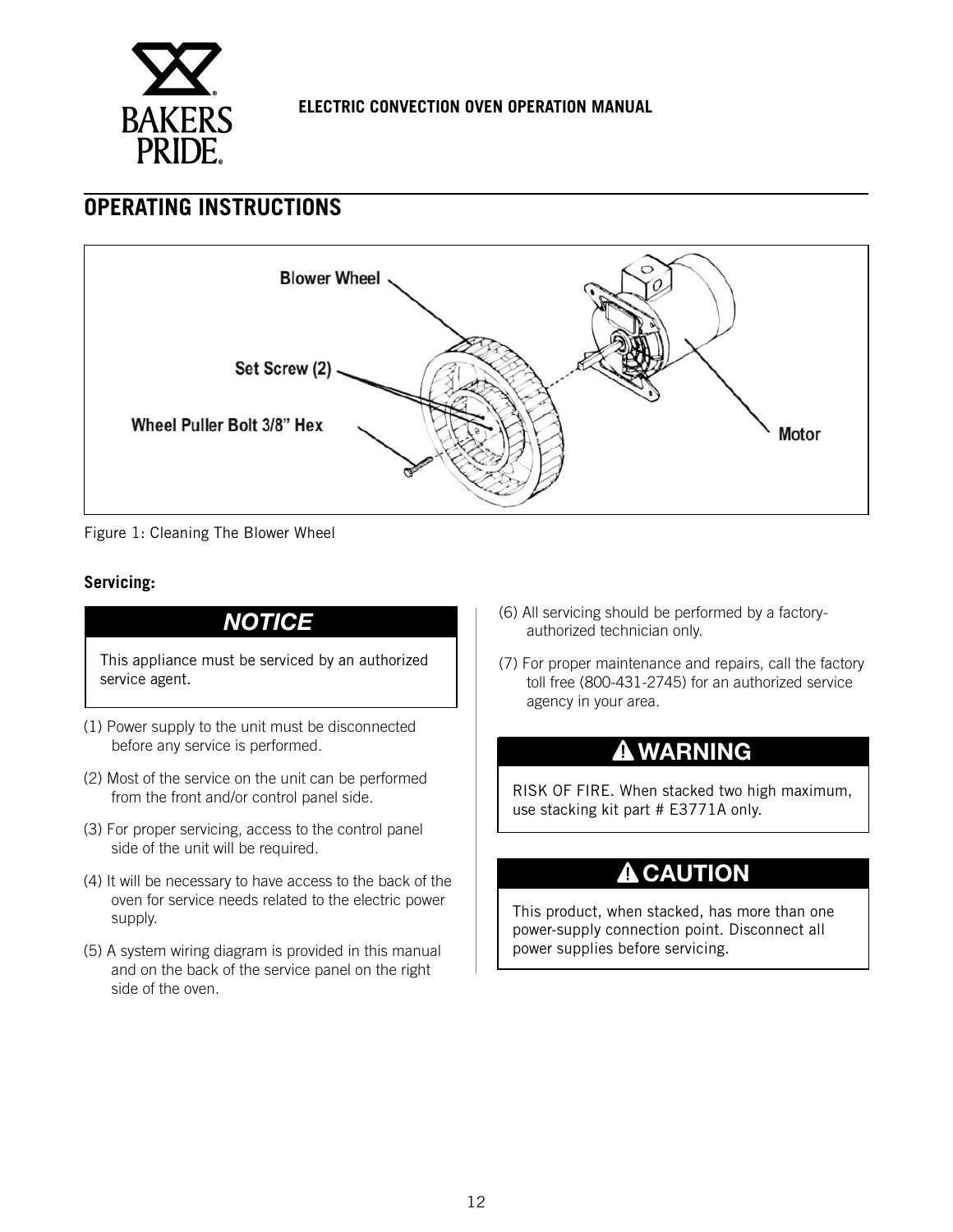## OPERATING INSTRUCTIONS

Blower Wheel

Set Screw (2)

Wheel Puller Bolt 3/8" Hex

Motor

Figure 1: Cleaning The Blower Wheel

**Servicing:**

> ***NOTICE***
>
> This appliance must be serviced by an authorized service agent.

(1) Power supply to the unit must be disconnected before any service is performed.

(2) Most of the service on the unit can be performed from the front and/or control panel side.

(3) For proper servicing, access to the control panel side of the unit will be required.

(4) It will be necessary to have access to the back of the oven for service needs related to the electric power supply.

(5) A system wiring diagram is provided in this manual and on the back of the service panel on the right side of the oven.

(6) All servicing should be performed by a factory-authorized technician only.

(7) For proper maintenance and repairs, call the factory toll free (800-431-2745) for an authorized service agency in your area.

> **⚠ WARNING**
>
> RISK OF FIRE. When stacked two high maximum, use stacking kit part # E3771A only.

> **⚠ CAUTION**
>
> This product, when stacked, has more than one power-supply connection point. Disconnect all power supplies before servicing.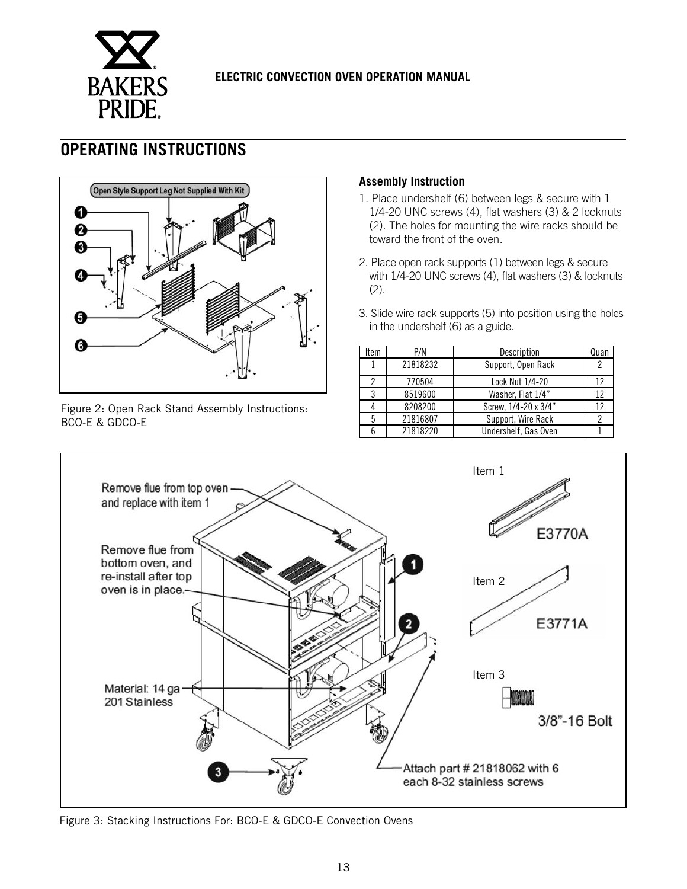## OPERATING INSTRUCTIONS

Figure 2: Open Rack Stand Assembly Instructions: BCO-E & GDCO-E

### Assembly Instruction

1. Place undershelf (6) between legs & secure with 1 1/4-20 UNC screws (4), flat washers (3) & 2 locknuts (2). The holes for mounting the wire racks should be toward the front of the oven.
2. Place open rack supports (1) between legs & secure with 1/4-20 UNC screws (4), flat washers (3) & locknuts (2).
3. Slide wire rack supports (5) into position using the holes in the undershelf (6) as a guide.

| Item | P/N | Description | Quan |
|---|---|---|---|
| 1 | 21818232 | Support, Open Rack | 2 |
| 2 | 770504 | Lock Nut 1/4-20 | 12 |
| 3 | 8519600 | Washer, Flat 1/4" | 12 |
| 4 | 8208200 | Screw, 1/4-20 x 3/4" | 12 |
| 5 | 21816807 | Support, Wire Rack | 2 |
| 6 | 21818220 | Undershelf, Gas Oven | 1 |

Figure 3: Stacking Instructions For: BCO-E & GDCO-E Convection Ovens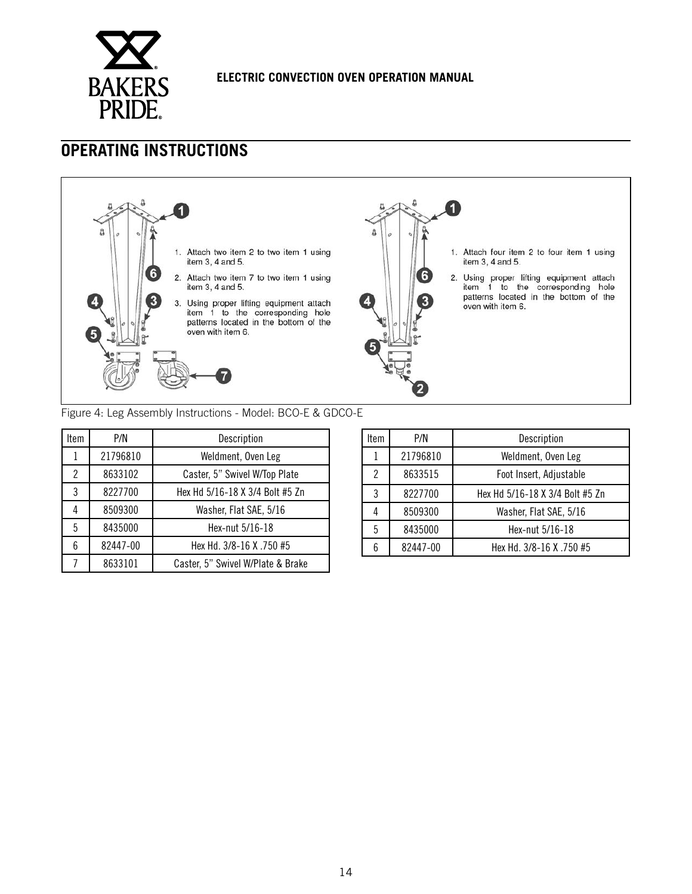## OPERATING INSTRUCTIONS

1. Attach two item 2 to two item 1 using item 3, 4 and 5.
2. Attach two item 7 to two item 1 using item 3, 4 and 5.
3. Using proper lifting equipment attach item 1 to the corresponding hole patterns located in the bottom of the oven with item 6.

1. Attach four item 2 to four item 1 using item 3, 4 and 5.
2. Using proper lifting equipment attach item 1 to the corresponding hole patterns located in the bottom of the oven with item 6.

Figure 4: Leg Assembly Instructions - Model: BCO-E & GDCO-E

| Item | P/N | Description |
|---|---|---|
| 1 | 21796810 | Weldment, Oven Leg |
| 2 | 8633102 | Caster, 5" Swivel W/Top Plate |
| 3 | 8227700 | Hex Hd 5/16-18 X 3/4 Bolt #5 Zn |
| 4 | 8509300 | Washer, Flat SAE, 5/16 |
| 5 | 8435000 | Hex-nut 5/16-18 |
| 6 | 82447-00 | Hex Hd. 3/8-16 X .750 #5 |
| 7 | 8633101 | Caster, 5" Swivel W/Plate & Brake |

| Item | P/N | Description |
|---|---|---|
| 1 | 21796810 | Weldment, Oven Leg |
| 2 | 8633515 | Foot Insert, Adjustable |
| 3 | 8227700 | Hex Hd 5/16-18 X 3/4 Bolt #5 Zn |
| 4 | 8509300 | Washer, Flat SAE, 5/16 |
| 5 | 8435000 | Hex-nut 5/16-18 |
| 6 | 82447-00 | Hex Hd. 3/8-16 X .750 #5 |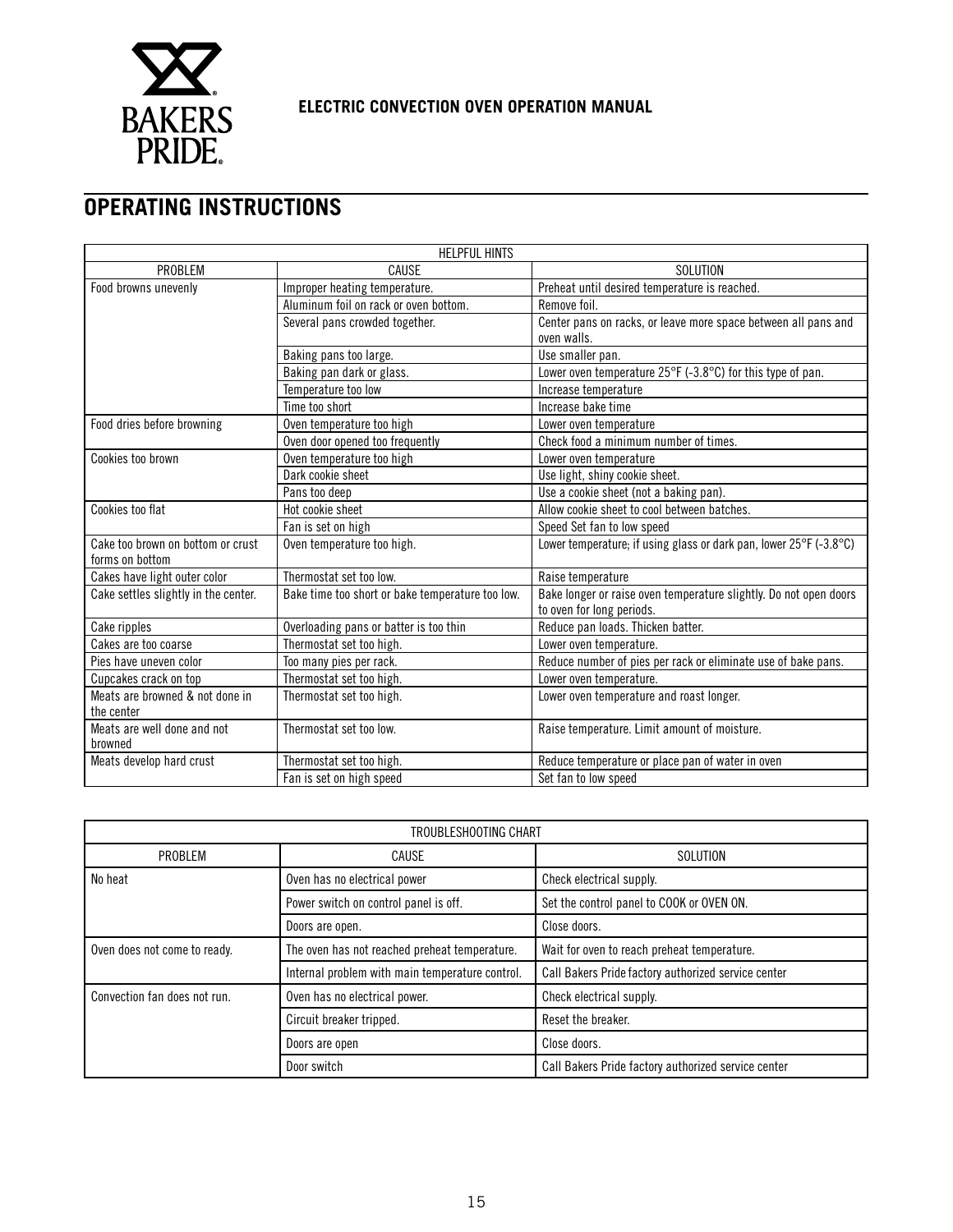**ELECTRIC CONVECTION OVEN OPERATION MANUAL**

## OPERATING INSTRUCTIONS

| HELPFUL HINTS | | |
|---|---|---|
| PROBLEM | CAUSE | SOLUTION |
| Food browns unevenly | Improper heating temperature. | Preheat until desired temperature is reached. |
| | Aluminum foil on rack or oven bottom. | Remove foil. |
| | Several pans crowded together. | Center pans on racks, or leave more space between all pans and oven walls. |
| | Baking pans too large. | Use smaller pan. |
| | Baking pan dark or glass. | Lower oven temperature 25°F (-3.8°C) for this type of pan. |
| | Temperature too low | Increase temperature |
| | Time too short | Increase bake time |
| Food dries before browning | Oven temperature too high | Lower oven temperature |
| | Oven door opened too frequently | Check food a minimum number of times. |
| Cookies too brown | Oven temperature too high | Lower oven temperature |
| | Dark cookie sheet | Use light, shiny cookie sheet. |
| | Pans too deep | Use a cookie sheet (not a baking pan). |
| Cookies too flat | Hot cookie sheet | Allow cookie sheet to cool between batches. |
| | Fan is set on high | Speed Set fan to low speed |
| Cake too brown on bottom or crust forms on bottom | Oven temperature too high. | Lower temperature; if using glass or dark pan, lower 25°F (-3.8°C) |
| Cakes have light outer color | Thermostat set too low. | Raise temperature |
| Cake settles slightly in the center. | Bake time too short or bake temperature too low. | Bake longer or raise oven temperature slightly. Do not open doors to oven for long periods. |
| Cake ripples | Overloading pans or batter is too thin | Reduce pan loads. Thicken batter. |
| Cakes are too coarse | Thermostat set too high. | Lower oven temperature. |
| Pies have uneven color | Too many pies per rack. | Reduce number of pies per rack or eliminate use of bake pans. |
| Cupcakes crack on top | Thermostat set too high. | Lower oven temperature. |
| Meats are browned & not done in the center | Thermostat set too high. | Lower oven temperature and roast longer. |
| Meats are well done and not browned | Thermostat set too low. | Raise temperature. Limit amount of moisture. |
| Meats develop hard crust | Thermostat set too high. | Reduce temperature or place pan of water in oven |
| | Fan is set on high speed | Set fan to low speed |

| TROUBLESHOOTING CHART | | |
|---|---|---|
| PROBLEM | CAUSE | SOLUTION |
| No heat | Oven has no electrical power | Check electrical supply. |
| | Power switch on control panel is off. | Set the control panel to COOK or OVEN ON. |
| | Doors are open. | Close doors. |
| Oven does not come to ready. | The oven has not reached preheat temperature. | Wait for oven to reach preheat temperature. |
| | Internal problem with main temperature control. | Call Bakers Pride factory authorized service center |
| Convection fan does not run. | Oven has no electrical power. | Check electrical supply. |
| | Circuit breaker tripped. | Reset the breaker. |
| | Doors are open | Close doors. |
| | Door switch | Call Bakers Pride factory authorized service center |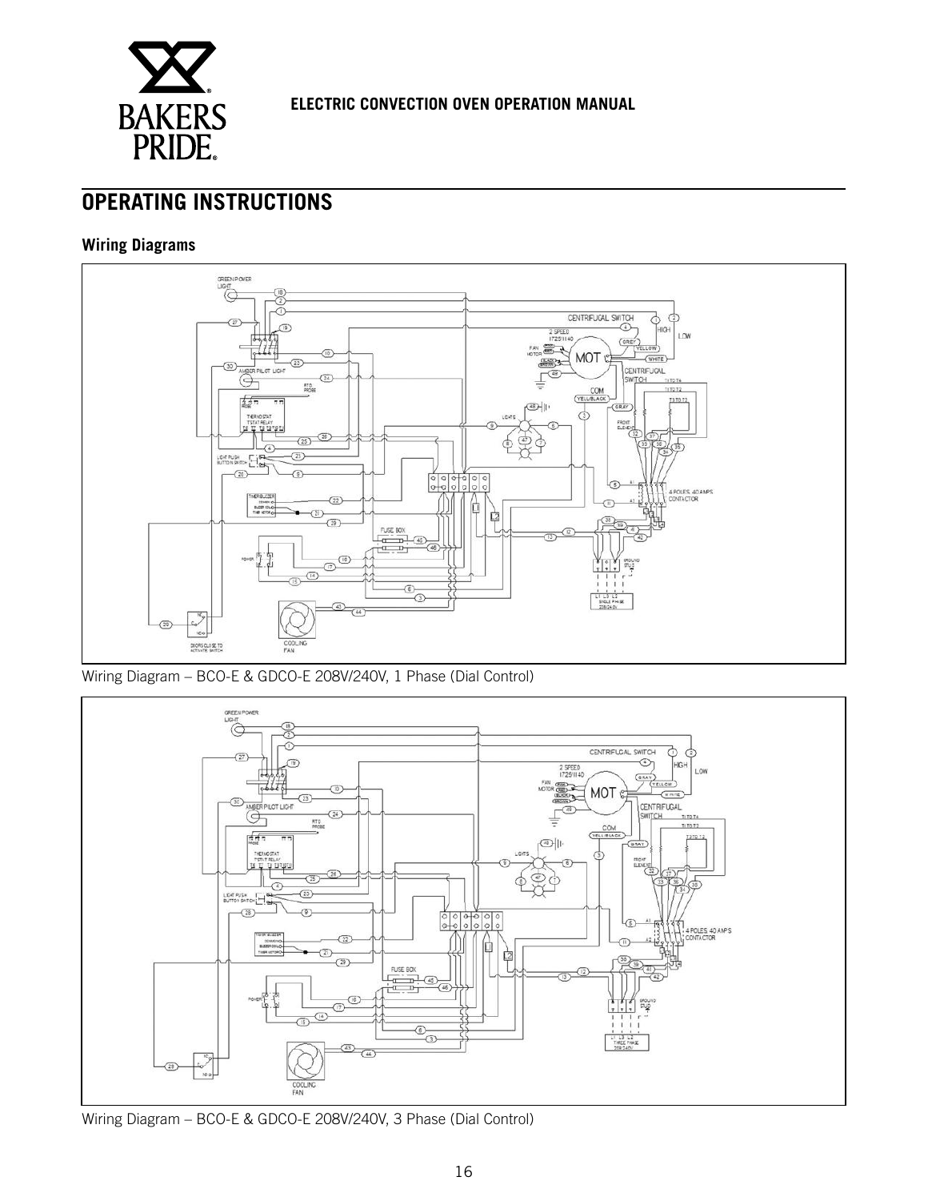## OPERATING INSTRUCTIONS

### Wiring Diagrams

Wiring Diagram – BCO-E & GDCO-E 208V/240V, 1 Phase (Dial Control)

Wiring Diagram – BCO-E & GDCO-E 208V/240V, 3 Phase (Dial Control)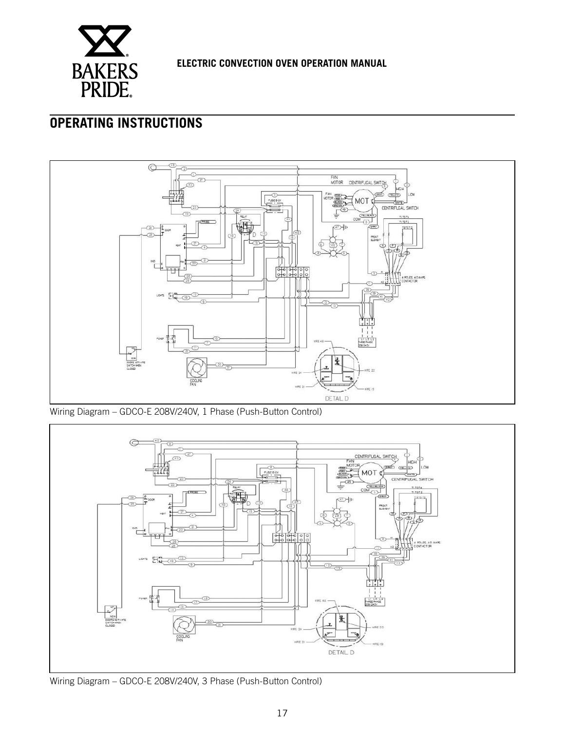## OPERATING INSTRUCTIONS

Wiring Diagram – GDCO-E 208V/240V, 1 Phase (Push-Button Control)

Wiring Diagram – GDCO-E 208V/240V, 3 Phase (Push-Button Control)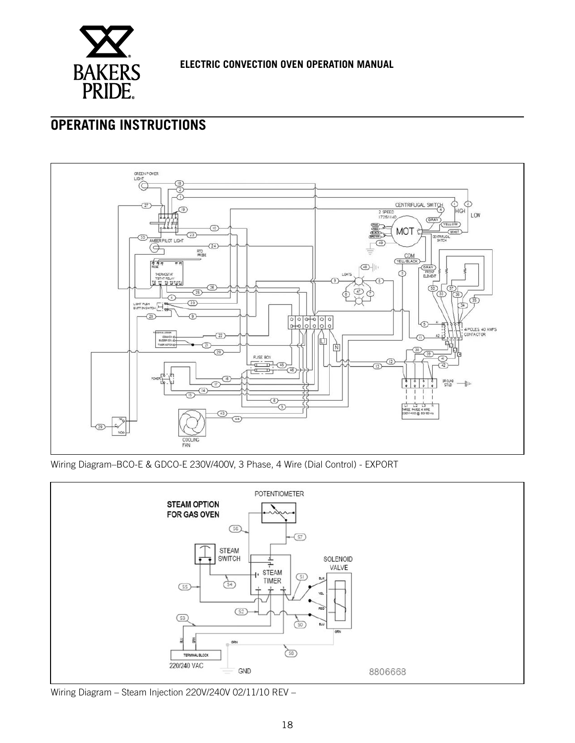## OPERATING INSTRUCTIONS

Wiring Diagram–BCO-E & GDCO-E 230V/400V, 3 Phase, 4 Wire (Dial Control) - EXPORT

Wiring Diagram – Steam Injection 220V/240V 02/11/10 REV –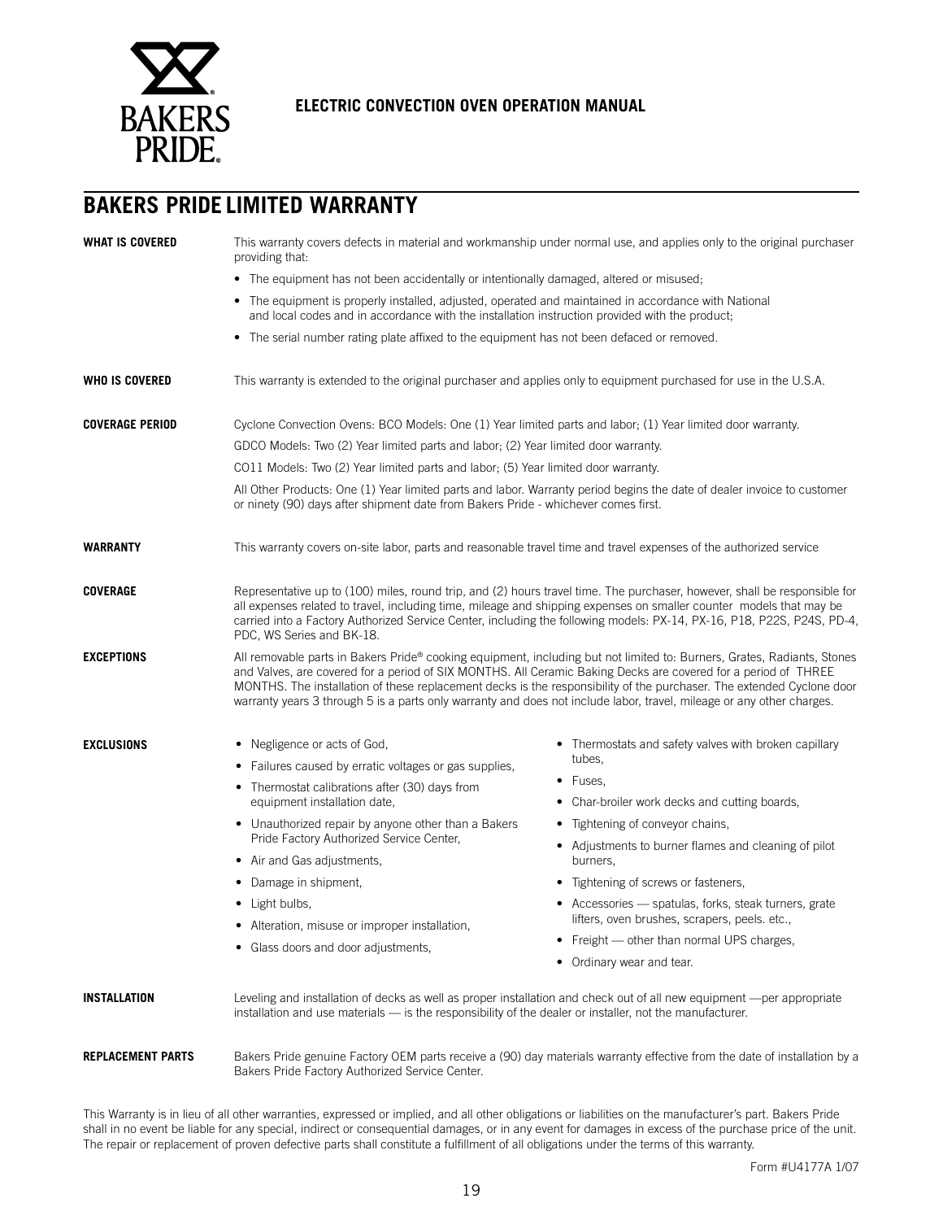## BAKERS PRIDE LIMITED WARRANTY

**WHAT IS COVERED**

This warranty covers defects in material and workmanship under normal use, and applies only to the original purchaser providing that:

- The equipment has not been accidentally or intentionally damaged, altered or misused;
- The equipment is properly installed, adjusted, operated and maintained in accordance with National and local codes and in accordance with the installation instruction provided with the product;
- The serial number rating plate affixed to the equipment has not been defaced or removed.

**WHO IS COVERED**

This warranty is extended to the original purchaser and applies only to equipment purchased for use in the U.S.A.

**COVERAGE PERIOD**

Cyclone Convection Ovens: BCO Models: One (1) Year limited parts and labor; (1) Year limited door warranty.

GDCO Models: Two (2) Year limited parts and labor; (2) Year limited door warranty.

CO11 Models: Two (2) Year limited parts and labor; (5) Year limited door warranty.

All Other Products: One (1) Year limited parts and labor. Warranty period begins the date of dealer invoice to customer or ninety (90) days after shipment date from Bakers Pride - whichever comes first.

**WARRANTY**

This warranty covers on-site labor, parts and reasonable travel time and travel expenses of the authorized service

**COVERAGE**

Representative up to (100) miles, round trip, and (2) hours travel time. The purchaser, however, shall be responsible for all expenses related to travel, including time, mileage and shipping expenses on smaller counter models that may be carried into a Factory Authorized Service Center, including the following models: PX-14, PX-16, P18, P22S, P24S, PD-4, PDC, WS Series and BK-18.

**EXCEPTIONS**

All removable parts in Bakers Pride® cooking equipment, including but not limited to: Burners, Grates, Radiants, Stones and Valves, are covered for a period of SIX MONTHS. All Ceramic Baking Decks are covered for a period of THREE MONTHS. The installation of these replacement decks is the responsibility of the purchaser. The extended Cyclone door warranty years 3 through 5 is a parts only warranty and does not include labor, travel, mileage or any other charges.

**EXCLUSIONS**

- Negligence or acts of God,
- Failures caused by erratic voltages or gas supplies,
- Thermostat calibrations after (30) days from equipment installation date,
- Unauthorized repair by anyone other than a Bakers Pride Factory Authorized Service Center,
- Air and Gas adjustments,
- Damage in shipment,
- Light bulbs,
- Alteration, misuse or improper installation,
- Glass doors and door adjustments,
- Thermostats and safety valves with broken capillary tubes,
- Fuses,
- Char-broiler work decks and cutting boards,
- Tightening of conveyor chains,
- Adjustments to burner flames and cleaning of pilot burners,
- Tightening of screws or fasteners,
- Accessories — spatulas, forks, steak turners, grate lifters, oven brushes, scrapers, peels. etc.,
- Freight — other than normal UPS charges,
- Ordinary wear and tear.

**INSTALLATION**

Leveling and installation of decks as well as proper installation and check out of all new equipment —per appropriate installation and use materials — is the responsibility of the dealer or installer, not the manufacturer.

**REPLACEMENT PARTS**

Bakers Pride genuine Factory OEM parts receive a (90) day materials warranty effective from the date of installation by a Bakers Pride Factory Authorized Service Center.

This Warranty is in lieu of all other warranties, expressed or implied, and all other obligations or liabilities on the manufacturer's part. Bakers Pride shall in no event be liable for any special, indirect or consequential damages, or in any event for damages in excess of the purchase price of the unit. The repair or replacement of proven defective parts shall constitute a fulfillment of all obligations under the terms of this warranty.

Form #U4177A 1/07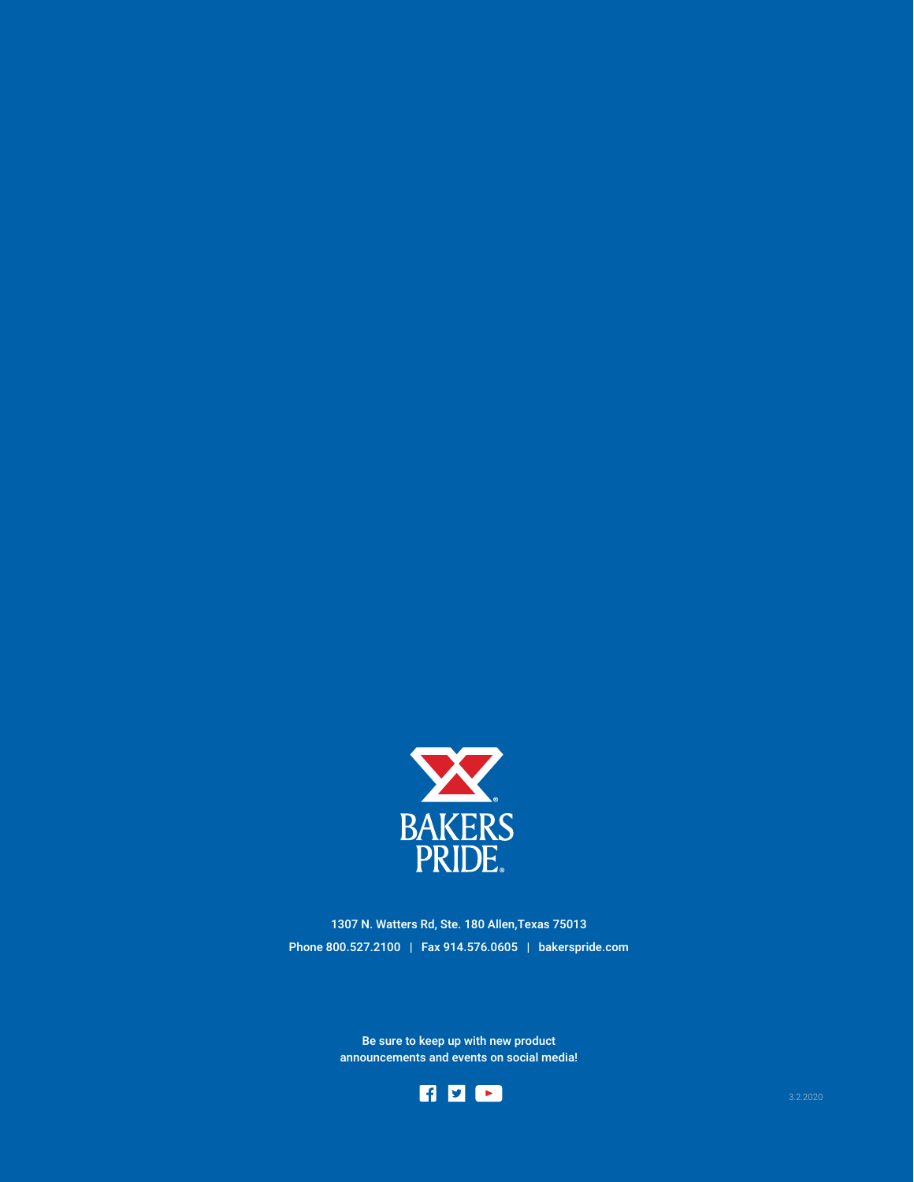BAKERS PRIDE®

1307 N. Watters Rd, Ste. 180 Allen,Texas 75013

Phone 800.527.2100 | Fax 914.576.0605 | bakerspride.com

Be sure to keep up with new product announcements and events on social media!

3.2.2020